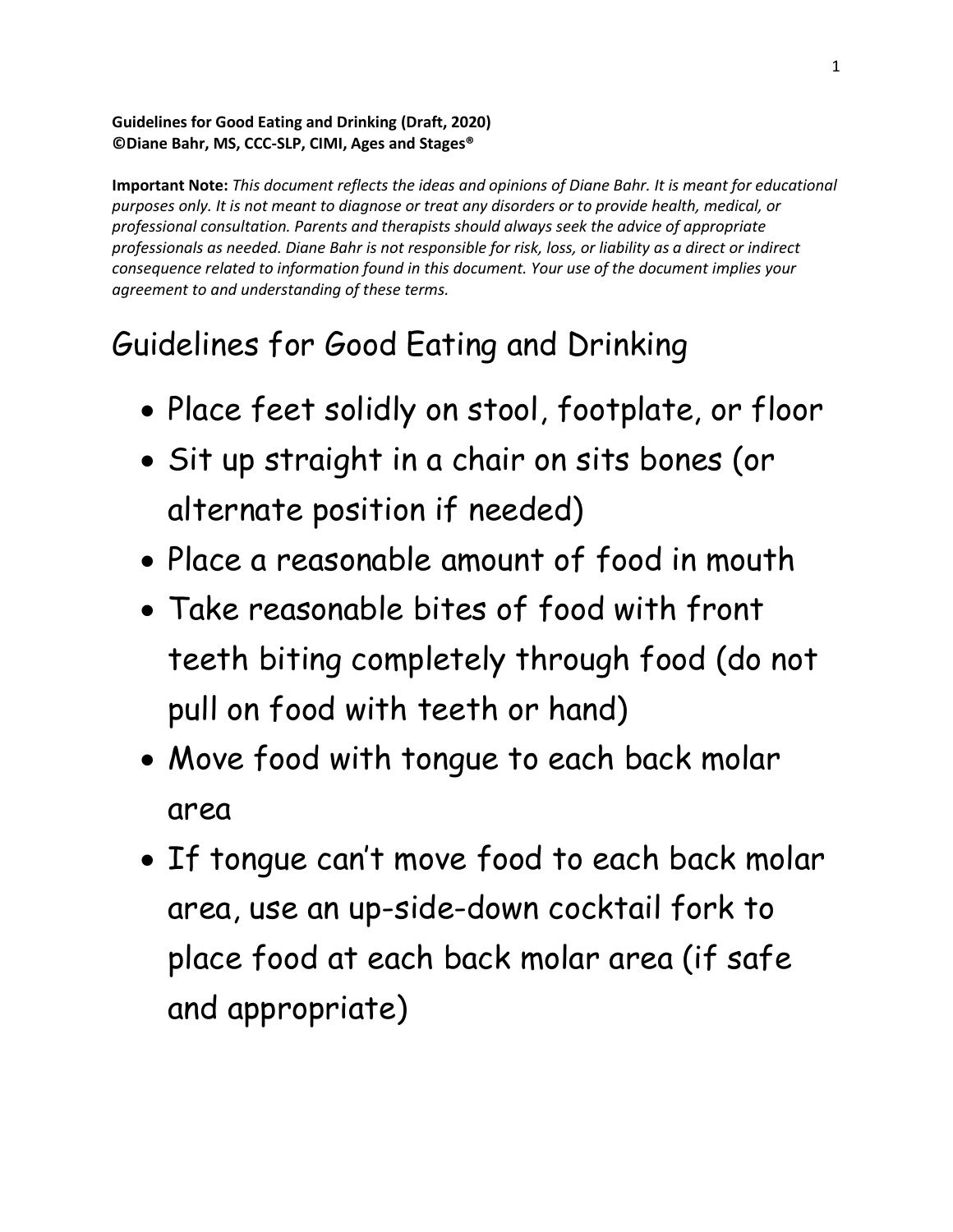**Guidelines for Good Eating and Drinking (Draft, 2020)**
**©Diane Bahr, MS, CCC-SLP, CIMI, Ages and Stages®**

**Important Note:** *This document reflects the ideas and opinions of Diane Bahr. It is meant for educational purposes only. It is not meant to diagnose or treat any disorders or to provide health, medical, or professional consultation. Parents and therapists should always seek the advice of appropriate professionals as needed. Diane Bahr is not responsible for risk, loss, or liability as a direct or indirect consequence related to information found in this document. Your use of the document implies your agreement to and understanding of these terms.*

# Guidelines for Good Eating and Drinking

- Place feet solidly on stool, footplate, or floor
- Sit up straight in a chair on sits bones (or alternate position if needed)
- Place a reasonable amount of food in mouth
- Take reasonable bites of food with front teeth biting completely through food (do not pull on food with teeth or hand)
- Move food with tongue to each back molar area
- If tongue can't move food to each back molar area, use an up-side-down cocktail fork to place food at each back molar area (if safe and appropriate)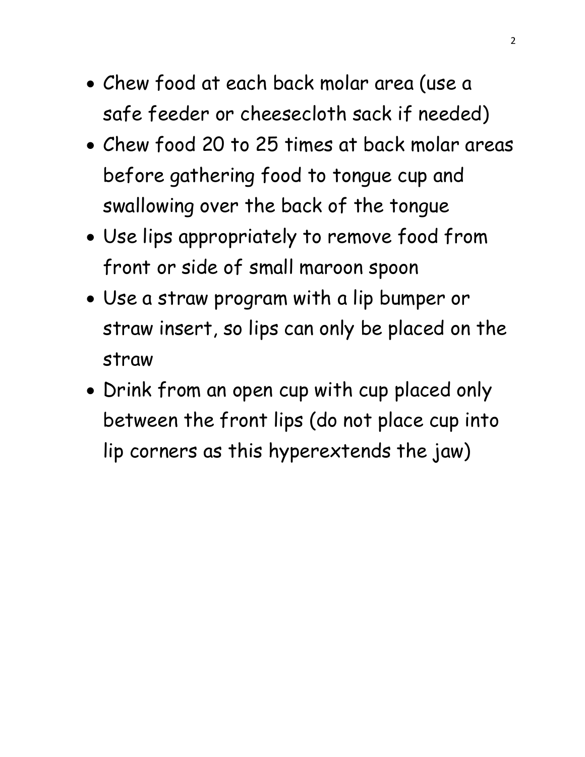- Chew food at each back molar area (use a safe feeder or cheesecloth sack if needed)
- Chew food 20 to 25 times at back molar areas before gathering food to tongue cup and swallowing over the back of the tongue
- Use lips appropriately to remove food from front or side of small maroon spoon
- Use a straw program with a lip bumper or straw insert, so lips can only be placed on the straw
- Drink from an open cup with cup placed only between the front lips (do not place cup into lip corners as this hyperextends the jaw)